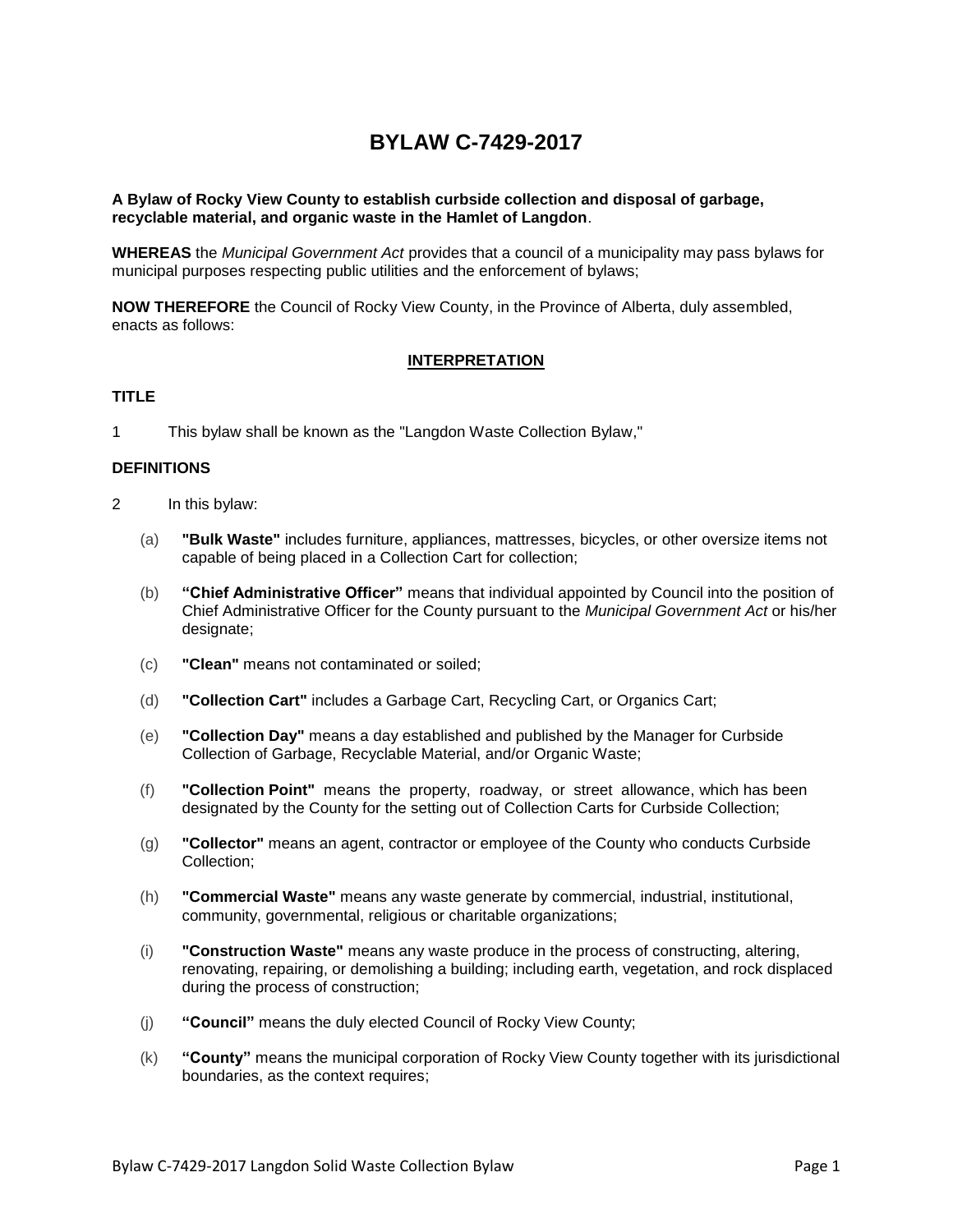# BYLAW C-7429-2017

**A Bylaw of Rocky View County to establish curbside collection and disposal of garbage, recyclable material, and organic waste in the Hamlet of Langdon**.

**WHEREAS** the *Municipal Government Act* provides that a council of a municipality may pass bylaws for municipal purposes respecting public utilities and the enforcement of bylaws;

**NOW THEREFORE** the Council of Rocky View County, in the Province of Alberta, duly assembled, enacts as follows:

## INTERPRETATION

### TITLE

1 This bylaw shall be known as the "Langdon Waste Collection Bylaw,"

### DEFINITIONS

2 In this bylaw:

(a) **"Bulk Waste"** includes furniture, appliances, mattresses, bicycles, or other oversize items not capable of being placed in a Collection Cart for collection;

(b) **"Chief Administrative Officer"** means that individual appointed by Council into the position of Chief Administrative Officer for the County pursuant to the *Municipal Government Act* or his/her designate;

(c) **"Clean"** means not contaminated or soiled;

(d) **"Collection Cart"** includes a Garbage Cart, Recycling Cart, or Organics Cart;

(e) **"Collection Day"** means a day established and published by the Manager for Curbside Collection of Garbage, Recyclable Material, and/or Organic Waste;

(f) **"Collection Point"** means the property, roadway, or street allowance, which has been designated by the County for the setting out of Collection Carts for Curbside Collection;

(g) **"Collector"** means an agent, contractor or employee of the County who conducts Curbside Collection;

(h) **"Commercial Waste"** means any waste generate by commercial, industrial, institutional, community, governmental, religious or charitable organizations;

(i) **"Construction Waste"** means any waste produce in the process of constructing, altering, renovating, repairing, or demolishing a building; including earth, vegetation, and rock displaced during the process of construction;

(j) **"Council"** means the duly elected Council of Rocky View County;

(k) **"County"** means the municipal corporation of Rocky View County together with its jurisdictional boundaries, as the context requires;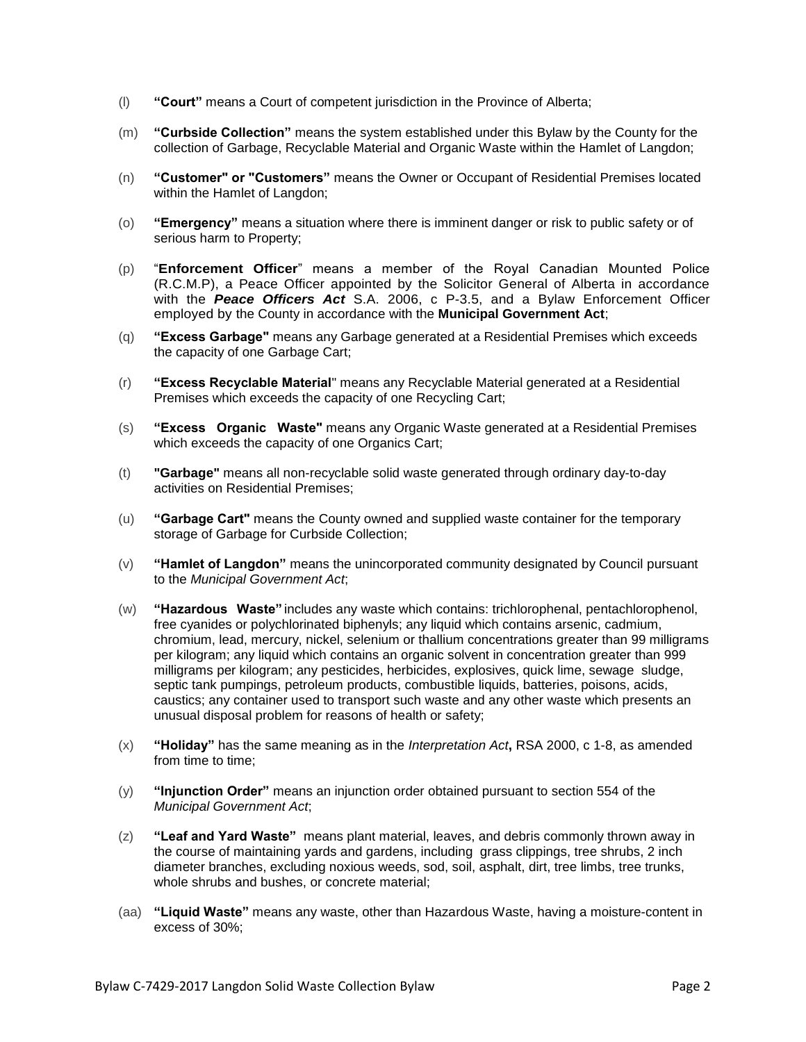(l) **"Court"** means a Court of competent jurisdiction in the Province of Alberta;

(m) **"Curbside Collection"** means the system established under this Bylaw by the County for the collection of Garbage, Recyclable Material and Organic Waste within the Hamlet of Langdon;

(n) **"Customer" or "Customers"** means the Owner or Occupant of Residential Premises located within the Hamlet of Langdon;

(o) **"Emergency"** means a situation where there is imminent danger or risk to public safety or of serious harm to Property;

(p) "**Enforcement Officer**" means a member of the Royal Canadian Mounted Police (R.C.M.P), a Peace Officer appointed by the Solicitor General of Alberta in accordance with the ***Peace Officers Act*** S.A. 2006, c P-3.5, and a Bylaw Enforcement Officer employed by the County in accordance with the **Municipal Government Act**;

(q) **"Excess Garbage"** means any Garbage generated at a Residential Premises which exceeds the capacity of one Garbage Cart;

(r) **"Excess Recyclable Material"** means any Recyclable Material generated at a Residential Premises which exceeds the capacity of one Recycling Cart;

(s) **"Excess Organic Waste"** means any Organic Waste generated at a Residential Premises which exceeds the capacity of one Organics Cart;

(t) **"Garbage"** means all non-recyclable solid waste generated through ordinary day-to-day activities on Residential Premises;

(u) **"Garbage Cart"** means the County owned and supplied waste container for the temporary storage of Garbage for Curbside Collection;

(v) **"Hamlet of Langdon"** means the unincorporated community designated by Council pursuant to the *Municipal Government Act*;

(w) **"Hazardous Waste"** includes any waste which contains: trichlorophenal, pentachlorophenol, free cyanides or polychlorinated biphenyls; any liquid which contains arsenic, cadmium, chromium, lead, mercury, nickel, selenium or thallium concentrations greater than 99 milligrams per kilogram; any liquid which contains an organic solvent in concentration greater than 999 milligrams per kilogram; any pesticides, herbicides, explosives, quick lime, sewage sludge, septic tank pumpings, petroleum products, combustible liquids, batteries, poisons, acids, caustics; any container used to transport such waste and any other waste which presents an unusual disposal problem for reasons of health or safety;

(x) **"Holiday"** has the same meaning as in the *Interpretation Act***,** RSA 2000, c 1-8, as amended from time to time;

(y) **"Injunction Order"** means an injunction order obtained pursuant to section 554 of the *Municipal Government Act*;

(z) **"Leaf and Yard Waste"** means plant material, leaves, and debris commonly thrown away in the course of maintaining yards and gardens, including grass clippings, tree shrubs, 2 inch diameter branches, excluding noxious weeds, sod, soil, asphalt, dirt, tree limbs, tree trunks, whole shrubs and bushes, or concrete material;

(aa) **"Liquid Waste"** means any waste, other than Hazardous Waste, having a moisture-content in excess of 30%;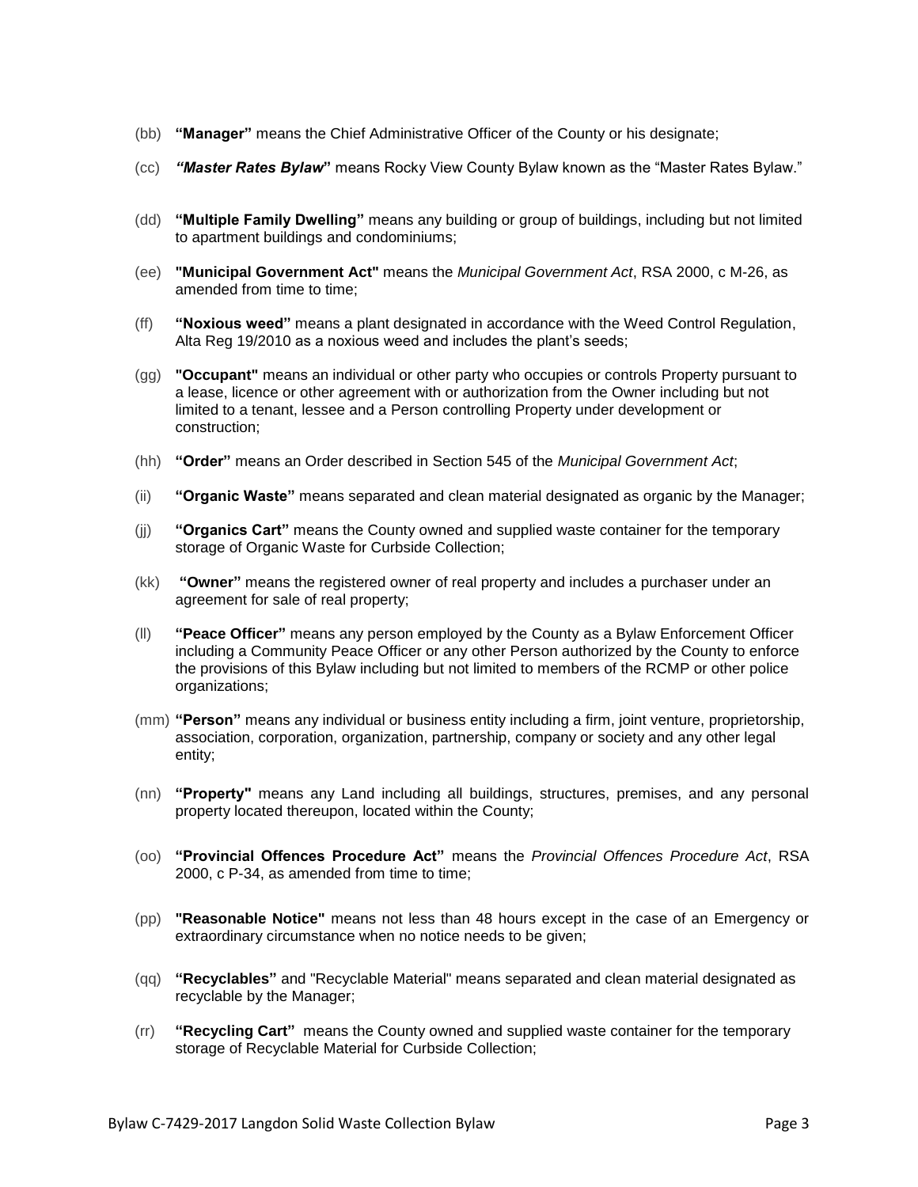(bb) **"Manager"** means the Chief Administrative Officer of the County or his designate;

(cc) ***"Master Rates Bylaw*"** means Rocky View County Bylaw known as the "Master Rates Bylaw."

(dd) **"Multiple Family Dwelling"** means any building or group of buildings, including but not limited to apartment buildings and condominiums;

(ee) **"Municipal Government Act"** means the *Municipal Government Act*, RSA 2000, c M-26, as amended from time to time;

(ff) **"Noxious weed"** means a plant designated in accordance with the Weed Control Regulation, Alta Reg 19/2010 as a noxious weed and includes the plant's seeds;

(gg) **"Occupant"** means an individual or other party who occupies or controls Property pursuant to a lease, licence or other agreement with or authorization from the Owner including but not limited to a tenant, lessee and a Person controlling Property under development or construction;

(hh) **"Order"** means an Order described in Section 545 of the *Municipal Government Act*;

(ii) **"Organic Waste"** means separated and clean material designated as organic by the Manager;

(jj) **"Organics Cart"** means the County owned and supplied waste container for the temporary storage of Organic Waste for Curbside Collection;

(kk) **"Owner"** means the registered owner of real property and includes a purchaser under an agreement for sale of real property;

(ll) **"Peace Officer"** means any person employed by the County as a Bylaw Enforcement Officer including a Community Peace Officer or any other Person authorized by the County to enforce the provisions of this Bylaw including but not limited to members of the RCMP or other police organizations;

(mm) **"Person"** means any individual or business entity including a firm, joint venture, proprietorship, association, corporation, organization, partnership, company or society and any other legal entity;

(nn) **"Property"** means any Land including all buildings, structures, premises, and any personal property located thereupon, located within the County;

(oo) **"Provincial Offences Procedure Act"** means the *Provincial Offences Procedure Act*, RSA 2000, c P-34, as amended from time to time;

(pp) **"Reasonable Notice"** means not less than 48 hours except in the case of an Emergency or extraordinary circumstance when no notice needs to be given;

(qq) **"Recyclables"** and "Recyclable Material" means separated and clean material designated as recyclable by the Manager;

(rr) **"Recycling Cart"** means the County owned and supplied waste container for the temporary storage of Recyclable Material for Curbside Collection;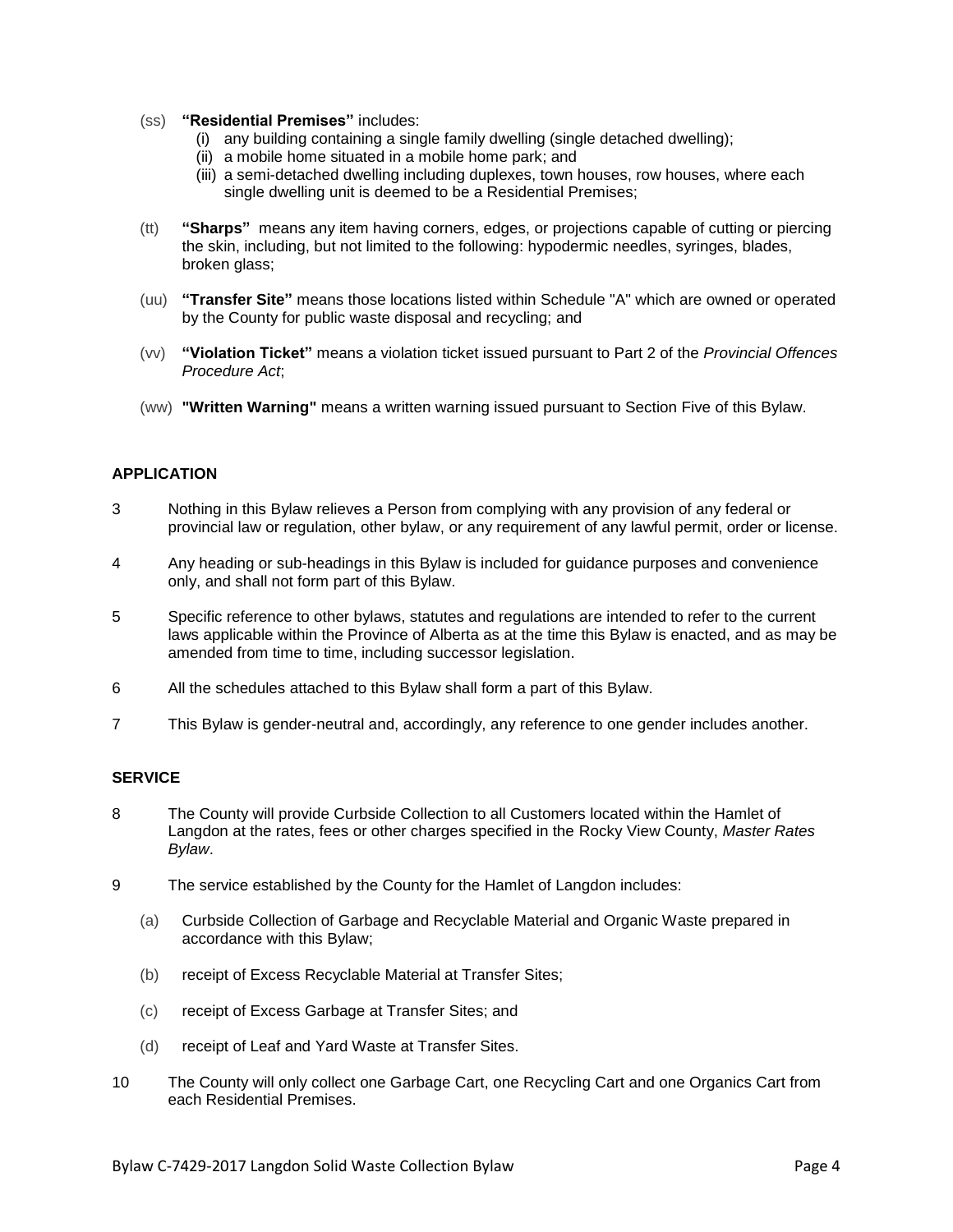(ss) **"Residential Premises"** includes:

   (i) any building containing a single family dwelling (single detached dwelling);

   (ii) a mobile home situated in a mobile home park; and

   (iii) a semi-detached dwelling including duplexes, town houses, row houses, where each single dwelling unit is deemed to be a Residential Premises;

(tt) **"Sharps"** means any item having corners, edges, or projections capable of cutting or piercing the skin, including, but not limited to the following: hypodermic needles, syringes, blades, broken glass;

(uu) **"Transfer Site"** means those locations listed within Schedule "A" which are owned or operated by the County for public waste disposal and recycling; and

(vv) **"Violation Ticket"** means a violation ticket issued pursuant to Part 2 of the *Provincial Offences Procedure Act*;

(ww) **"Written Warning"** means a written warning issued pursuant to Section Five of this Bylaw.

## APPLICATION

3 Nothing in this Bylaw relieves a Person from complying with any provision of any federal or provincial law or regulation, other bylaw, or any requirement of any lawful permit, order or license.

4 Any heading or sub-headings in this Bylaw is included for guidance purposes and convenience only, and shall not form part of this Bylaw.

5 Specific reference to other bylaws, statutes and regulations are intended to refer to the current laws applicable within the Province of Alberta as at the time this Bylaw is enacted, and as may be amended from time to time, including successor legislation.

6 All the schedules attached to this Bylaw shall form a part of this Bylaw.

7 This Bylaw is gender-neutral and, accordingly, any reference to one gender includes another.

## SERVICE

8 The County will provide Curbside Collection to all Customers located within the Hamlet of Langdon at the rates, fees or other charges specified in the Rocky View County, *Master Rates Bylaw*.

9 The service established by the County for the Hamlet of Langdon includes:

   (a) Curbside Collection of Garbage and Recyclable Material and Organic Waste prepared in accordance with this Bylaw;

   (b) receipt of Excess Recyclable Material at Transfer Sites;

   (c) receipt of Excess Garbage at Transfer Sites; and

   (d) receipt of Leaf and Yard Waste at Transfer Sites.

10 The County will only collect one Garbage Cart, one Recycling Cart and one Organics Cart from each Residential Premises.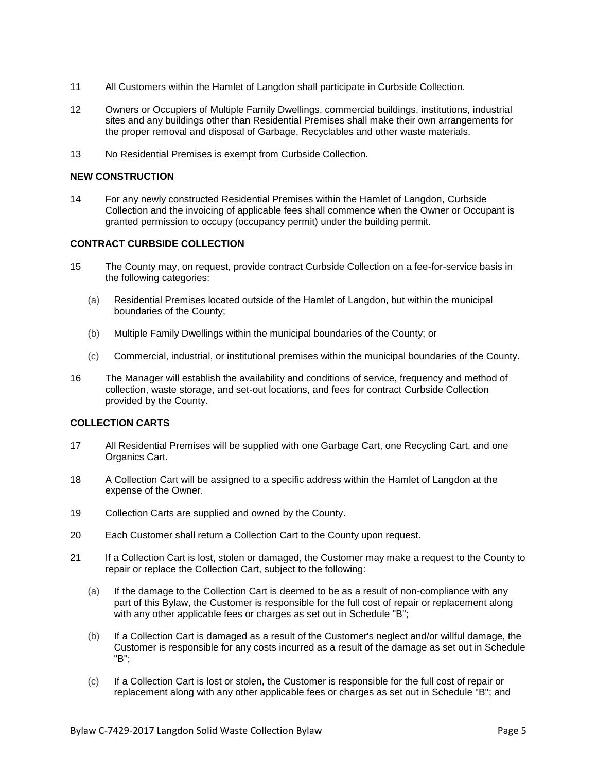11 All Customers within the Hamlet of Langdon shall participate in Curbside Collection.

12 Owners or Occupiers of Multiple Family Dwellings, commercial buildings, institutions, industrial sites and any buildings other than Residential Premises shall make their own arrangements for the proper removal and disposal of Garbage, Recyclables and other waste materials.

13 No Residential Premises is exempt from Curbside Collection.

### NEW CONSTRUCTION

14 For any newly constructed Residential Premises within the Hamlet of Langdon, Curbside Collection and the invoicing of applicable fees shall commence when the Owner or Occupant is granted permission to occupy (occupancy permit) under the building permit.

### CONTRACT CURBSIDE COLLECTION

15 The County may, on request, provide contract Curbside Collection on a fee-for-service basis in the following categories:

(a) Residential Premises located outside of the Hamlet of Langdon, but within the municipal boundaries of the County;

(b) Multiple Family Dwellings within the municipal boundaries of the County; or

(c) Commercial, industrial, or institutional premises within the municipal boundaries of the County.

16 The Manager will establish the availability and conditions of service, frequency and method of collection, waste storage, and set-out locations, and fees for contract Curbside Collection provided by the County.

### COLLECTION CARTS

17 All Residential Premises will be supplied with one Garbage Cart, one Recycling Cart, and one Organics Cart.

18 A Collection Cart will be assigned to a specific address within the Hamlet of Langdon at the expense of the Owner.

19 Collection Carts are supplied and owned by the County.

20 Each Customer shall return a Collection Cart to the County upon request.

21 If a Collection Cart is lost, stolen or damaged, the Customer may make a request to the County to repair or replace the Collection Cart, subject to the following:

(a) If the damage to the Collection Cart is deemed to be as a result of non-compliance with any part of this Bylaw, the Customer is responsible for the full cost of repair or replacement along with any other applicable fees or charges as set out in Schedule "B";

(b) If a Collection Cart is damaged as a result of the Customer's neglect and/or willful damage, the Customer is responsible for any costs incurred as a result of the damage as set out in Schedule "B";

(c) If a Collection Cart is lost or stolen, the Customer is responsible for the full cost of repair or replacement along with any other applicable fees or charges as set out in Schedule "B"; and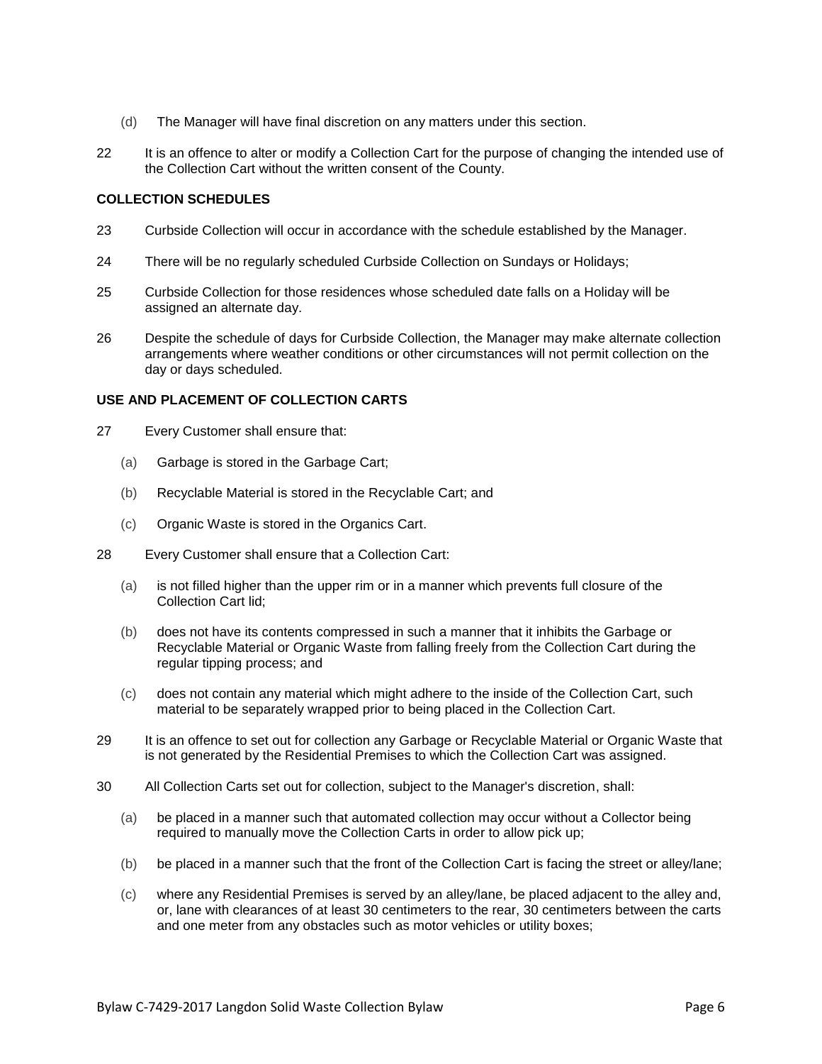(d) The Manager will have final discretion on any matters under this section.

22 It is an offence to alter or modify a Collection Cart for the purpose of changing the intended use of the Collection Cart without the written consent of the County.

**COLLECTION SCHEDULES**

23 Curbside Collection will occur in accordance with the schedule established by the Manager.

24 There will be no regularly scheduled Curbside Collection on Sundays or Holidays;

25 Curbside Collection for those residences whose scheduled date falls on a Holiday will be assigned an alternate day.

26 Despite the schedule of days for Curbside Collection, the Manager may make alternate collection arrangements where weather conditions or other circumstances will not permit collection on the day or days scheduled.

**USE AND PLACEMENT OF COLLECTION CARTS**

27 Every Customer shall ensure that:

(a) Garbage is stored in the Garbage Cart;

(b) Recyclable Material is stored in the Recyclable Cart; and

(c) Organic Waste is stored in the Organics Cart.

28 Every Customer shall ensure that a Collection Cart:

(a) is not filled higher than the upper rim or in a manner which prevents full closure of the Collection Cart lid;

(b) does not have its contents compressed in such a manner that it inhibits the Garbage or Recyclable Material or Organic Waste from falling freely from the Collection Cart during the regular tipping process; and

(c) does not contain any material which might adhere to the inside of the Collection Cart, such material to be separately wrapped prior to being placed in the Collection Cart.

29 It is an offence to set out for collection any Garbage or Recyclable Material or Organic Waste that is not generated by the Residential Premises to which the Collection Cart was assigned.

30 All Collection Carts set out for collection, subject to the Manager's discretion, shall:

(a) be placed in a manner such that automated collection may occur without a Collector being required to manually move the Collection Carts in order to allow pick up;

(b) be placed in a manner such that the front of the Collection Cart is facing the street or alley/lane;

(c) where any Residential Premises is served by an alley/lane, be placed adjacent to the alley and, or, lane with clearances of at least 30 centimeters to the rear, 30 centimeters between the carts and one meter from any obstacles such as motor vehicles or utility boxes;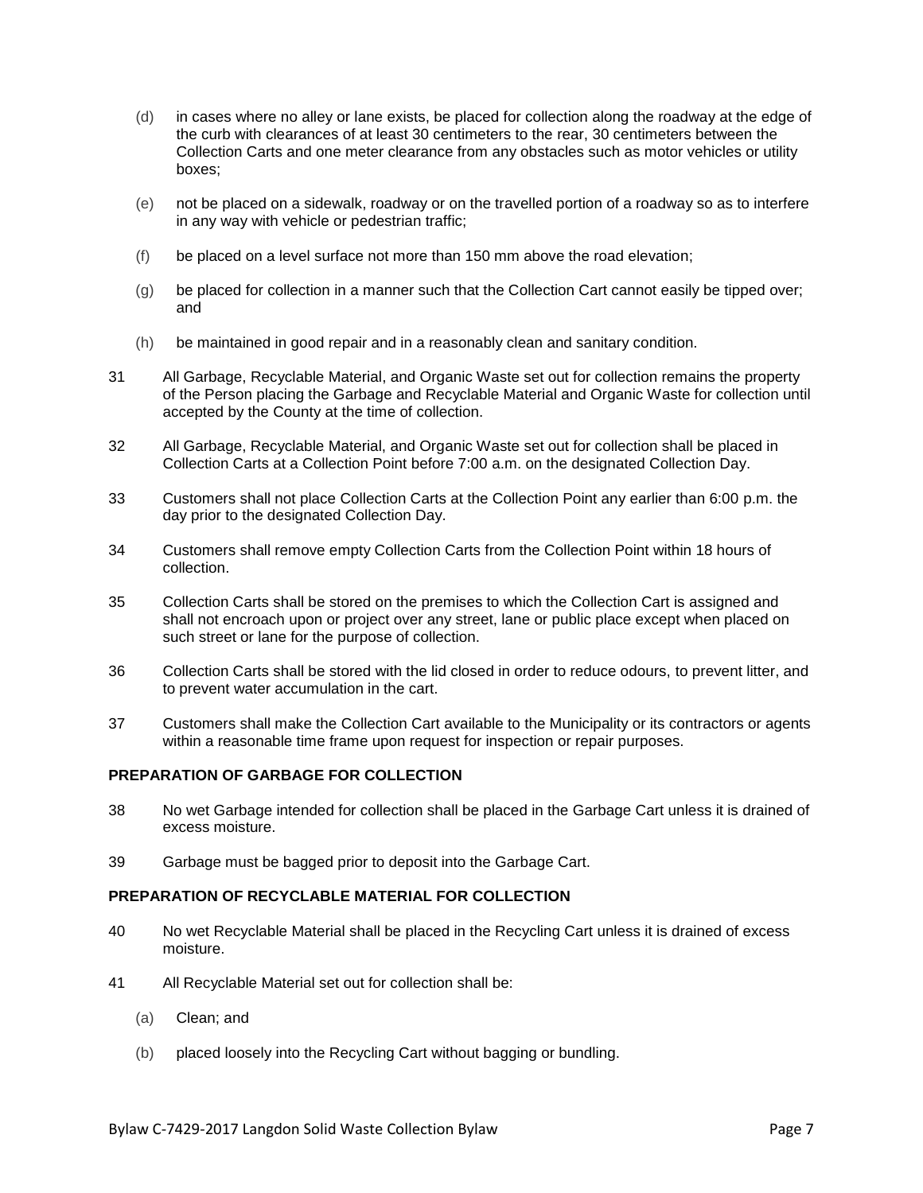(d) in cases where no alley or lane exists, be placed for collection along the roadway at the edge of the curb with clearances of at least 30 centimeters to the rear, 30 centimeters between the Collection Carts and one meter clearance from any obstacles such as motor vehicles or utility boxes;

(e) not be placed on a sidewalk, roadway or on the travelled portion of a roadway so as to interfere in any way with vehicle or pedestrian traffic;

(f) be placed on a level surface not more than 150 mm above the road elevation;

(g) be placed for collection in a manner such that the Collection Cart cannot easily be tipped over; and

(h) be maintained in good repair and in a reasonably clean and sanitary condition.

31 All Garbage, Recyclable Material, and Organic Waste set out for collection remains the property of the Person placing the Garbage and Recyclable Material and Organic Waste for collection until accepted by the County at the time of collection.

32 All Garbage, Recyclable Material, and Organic Waste set out for collection shall be placed in Collection Carts at a Collection Point before 7:00 a.m. on the designated Collection Day.

33 Customers shall not place Collection Carts at the Collection Point any earlier than 6:00 p.m. the day prior to the designated Collection Day.

34 Customers shall remove empty Collection Carts from the Collection Point within 18 hours of collection.

35 Collection Carts shall be stored on the premises to which the Collection Cart is assigned and shall not encroach upon or project over any street, lane or public place except when placed on such street or lane for the purpose of collection.

36 Collection Carts shall be stored with the lid closed in order to reduce odours, to prevent litter, and to prevent water accumulation in the cart.

37 Customers shall make the Collection Cart available to the Municipality or its contractors or agents within a reasonable time frame upon request for inspection or repair purposes.

**PREPARATION OF GARBAGE FOR COLLECTION**

38 No wet Garbage intended for collection shall be placed in the Garbage Cart unless it is drained of excess moisture.

39 Garbage must be bagged prior to deposit into the Garbage Cart.

**PREPARATION OF RECYCLABLE MATERIAL FOR COLLECTION**

40 No wet Recyclable Material shall be placed in the Recycling Cart unless it is drained of excess moisture.

41 All Recyclable Material set out for collection shall be:

(a) Clean; and

(b) placed loosely into the Recycling Cart without bagging or bundling.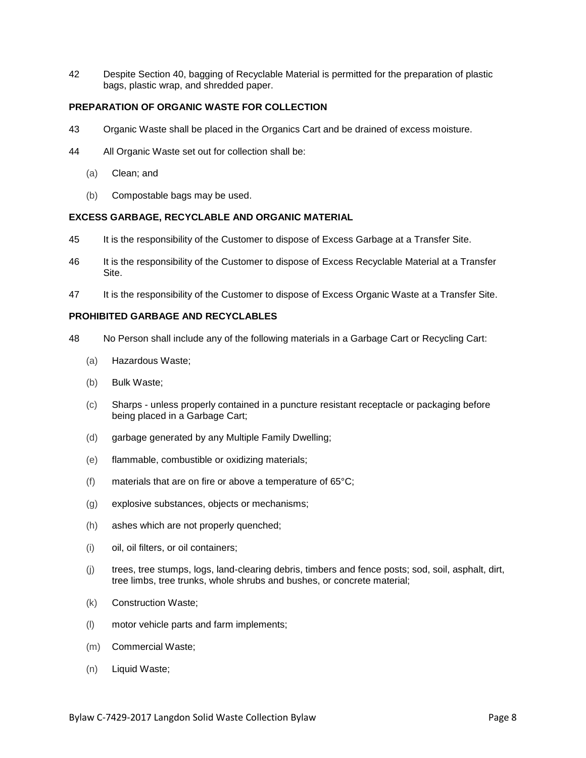42 Despite Section 40, bagging of Recyclable Material is permitted for the preparation of plastic bags, plastic wrap, and shredded paper.

**PREPARATION OF ORGANIC WASTE FOR COLLECTION**

43 Organic Waste shall be placed in the Organics Cart and be drained of excess moisture.

44 All Organic Waste set out for collection shall be:

(a) Clean; and

(b) Compostable bags may be used.

**EXCESS GARBAGE, RECYCLABLE AND ORGANIC MATERIAL**

45 It is the responsibility of the Customer to dispose of Excess Garbage at a Transfer Site.

46 It is the responsibility of the Customer to dispose of Excess Recyclable Material at a Transfer Site.

47 It is the responsibility of the Customer to dispose of Excess Organic Waste at a Transfer Site.

**PROHIBITED GARBAGE AND RECYCLABLES**

48 No Person shall include any of the following materials in a Garbage Cart or Recycling Cart:

(a) Hazardous Waste;

(b) Bulk Waste;

(c) Sharps - unless properly contained in a puncture resistant receptacle or packaging before being placed in a Garbage Cart;

(d) garbage generated by any Multiple Family Dwelling;

(e) flammable, combustible or oxidizing materials;

(f) materials that are on fire or above a temperature of 65°C;

(g) explosive substances, objects or mechanisms;

(h) ashes which are not properly quenched;

(i) oil, oil filters, or oil containers;

(j) trees, tree stumps, logs, land-clearing debris, timbers and fence posts; sod, soil, asphalt, dirt, tree limbs, tree trunks, whole shrubs and bushes, or concrete material;

(k) Construction Waste;

(l) motor vehicle parts and farm implements;

(m) Commercial Waste;

(n) Liquid Waste;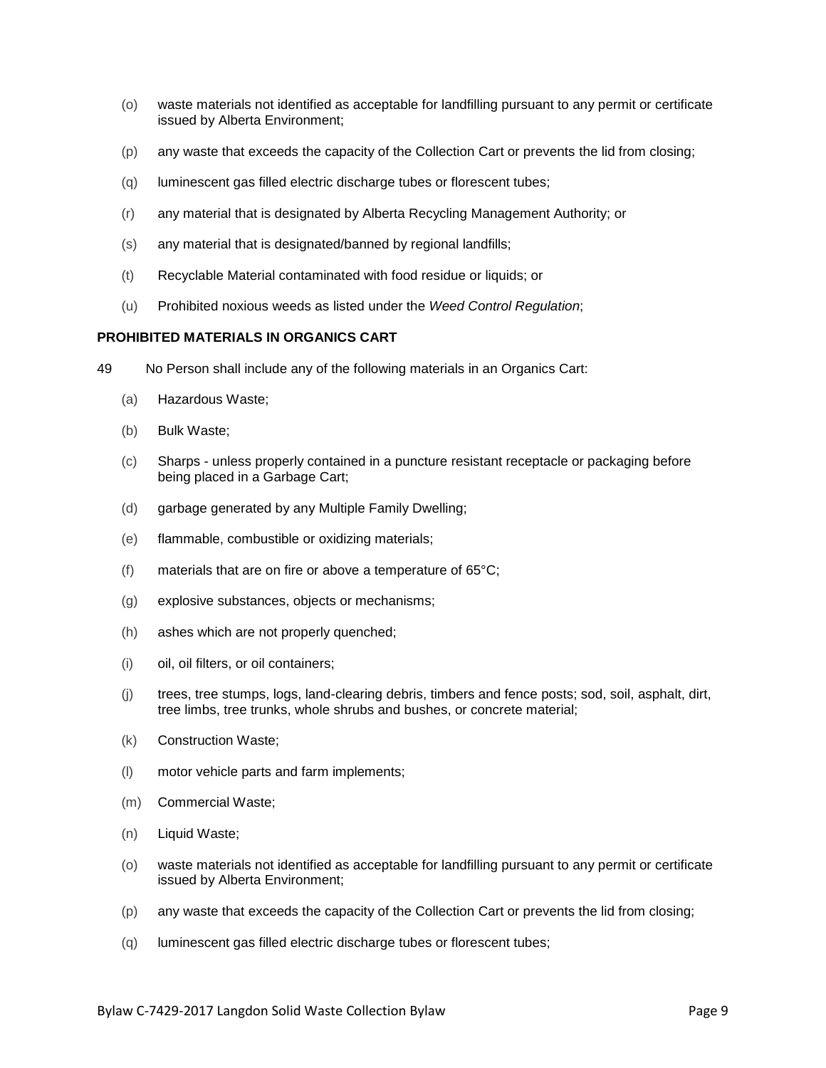(o) waste materials not identified as acceptable for landfilling pursuant to any permit or certificate issued by Alberta Environment;

(p) any waste that exceeds the capacity of the Collection Cart or prevents the lid from closing;

(q) luminescent gas filled electric discharge tubes or florescent tubes;

(r) any material that is designated by Alberta Recycling Management Authority; or

(s) any material that is designated/banned by regional landfills;

(t) Recyclable Material contaminated with food residue or liquids; or

(u) Prohibited noxious weeds as listed under the *Weed Control Regulation*;

**PROHIBITED MATERIALS IN ORGANICS CART**

49 No Person shall include any of the following materials in an Organics Cart:

(a) Hazardous Waste;

(b) Bulk Waste;

(c) Sharps - unless properly contained in a puncture resistant receptacle or packaging before being placed in a Garbage Cart;

(d) garbage generated by any Multiple Family Dwelling;

(e) flammable, combustible or oxidizing materials;

(f) materials that are on fire or above a temperature of 65°C;

(g) explosive substances, objects or mechanisms;

(h) ashes which are not properly quenched;

(i) oil, oil filters, or oil containers;

(j) trees, tree stumps, logs, land-clearing debris, timbers and fence posts; sod, soil, asphalt, dirt, tree limbs, tree trunks, whole shrubs and bushes, or concrete material;

(k) Construction Waste;

(l) motor vehicle parts and farm implements;

(m) Commercial Waste;

(n) Liquid Waste;

(o) waste materials not identified as acceptable for landfilling pursuant to any permit or certificate issued by Alberta Environment;

(p) any waste that exceeds the capacity of the Collection Cart or prevents the lid from closing;

(q) luminescent gas filled electric discharge tubes or florescent tubes;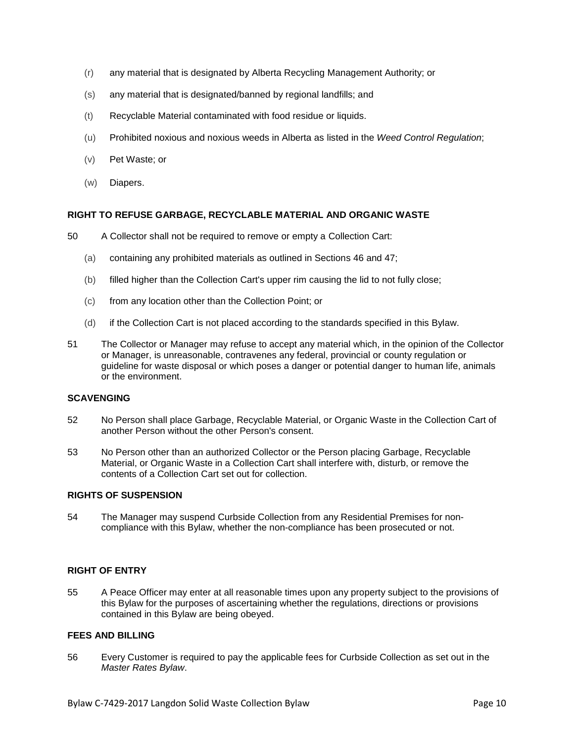(r) any material that is designated by Alberta Recycling Management Authority; or

(s) any material that is designated/banned by regional landfills; and

(t) Recyclable Material contaminated with food residue or liquids.

(u) Prohibited noxious and noxious weeds in Alberta as listed in the *Weed Control Regulation*;

(v) Pet Waste; or

(w) Diapers.

**RIGHT TO REFUSE GARBAGE, RECYCLABLE MATERIAL AND ORGANIC WASTE**

50 A Collector shall not be required to remove or empty a Collection Cart:

(a) containing any prohibited materials as outlined in Sections 46 and 47;

(b) filled higher than the Collection Cart's upper rim causing the lid to not fully close;

(c) from any location other than the Collection Point; or

(d) if the Collection Cart is not placed according to the standards specified in this Bylaw.

51 The Collector or Manager may refuse to accept any material which, in the opinion of the Collector or Manager, is unreasonable, contravenes any federal, provincial or county regulation or guideline for waste disposal or which poses a danger or potential danger to human life, animals or the environment.

**SCAVENGING**

52 No Person shall place Garbage, Recyclable Material, or Organic Waste in the Collection Cart of another Person without the other Person's consent.

53 No Person other than an authorized Collector or the Person placing Garbage, Recyclable Material, or Organic Waste in a Collection Cart shall interfere with, disturb, or remove the contents of a Collection Cart set out for collection.

**RIGHTS OF SUSPENSION**

54 The Manager may suspend Curbside Collection from any Residential Premises for non-compliance with this Bylaw, whether the non-compliance has been prosecuted or not.

**RIGHT OF ENTRY**

55 A Peace Officer may enter at all reasonable times upon any property subject to the provisions of this Bylaw for the purposes of ascertaining whether the regulations, directions or provisions contained in this Bylaw are being obeyed.

**FEES AND BILLING**

56 Every Customer is required to pay the applicable fees for Curbside Collection as set out in the *Master Rates Bylaw*.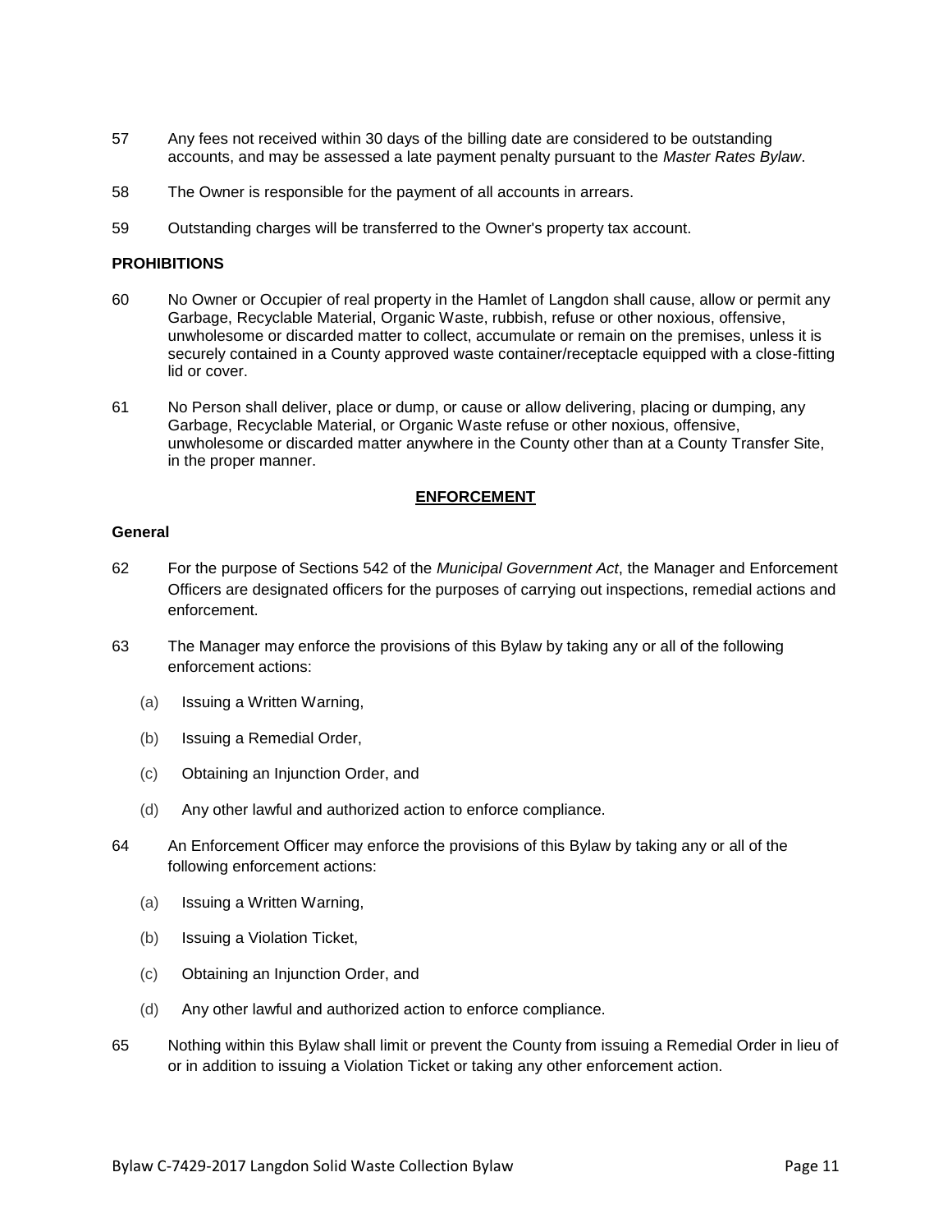57 Any fees not received within 30 days of the billing date are considered to be outstanding accounts, and may be assessed a late payment penalty pursuant to the *Master Rates Bylaw*.

58 The Owner is responsible for the payment of all accounts in arrears.

59 Outstanding charges will be transferred to the Owner's property tax account.

**PROHIBITIONS**

60 No Owner or Occupier of real property in the Hamlet of Langdon shall cause, allow or permit any Garbage, Recyclable Material, Organic Waste, rubbish, refuse or other noxious, offensive, unwholesome or discarded matter to collect, accumulate or remain on the premises, unless it is securely contained in a County approved waste container/receptacle equipped with a close-fitting lid or cover.

61 No Person shall deliver, place or dump, or cause or allow delivering, placing or dumping, any Garbage, Recyclable Material, or Organic Waste refuse or other noxious, offensive, unwholesome or discarded matter anywhere in the County other than at a County Transfer Site, in the proper manner.

## ENFORCEMENT

**General**

62 For the purpose of Sections 542 of the *Municipal Government Act*, the Manager and Enforcement Officers are designated officers for the purposes of carrying out inspections, remedial actions and enforcement.

63 The Manager may enforce the provisions of this Bylaw by taking any or all of the following enforcement actions:

(a) Issuing a Written Warning,

(b) Issuing a Remedial Order,

(c) Obtaining an Injunction Order, and

(d) Any other lawful and authorized action to enforce compliance.

64 An Enforcement Officer may enforce the provisions of this Bylaw by taking any or all of the following enforcement actions:

(a) Issuing a Written Warning,

(b) Issuing a Violation Ticket,

(c) Obtaining an Injunction Order, and

(d) Any other lawful and authorized action to enforce compliance.

65 Nothing within this Bylaw shall limit or prevent the County from issuing a Remedial Order in lieu of or in addition to issuing a Violation Ticket or taking any other enforcement action.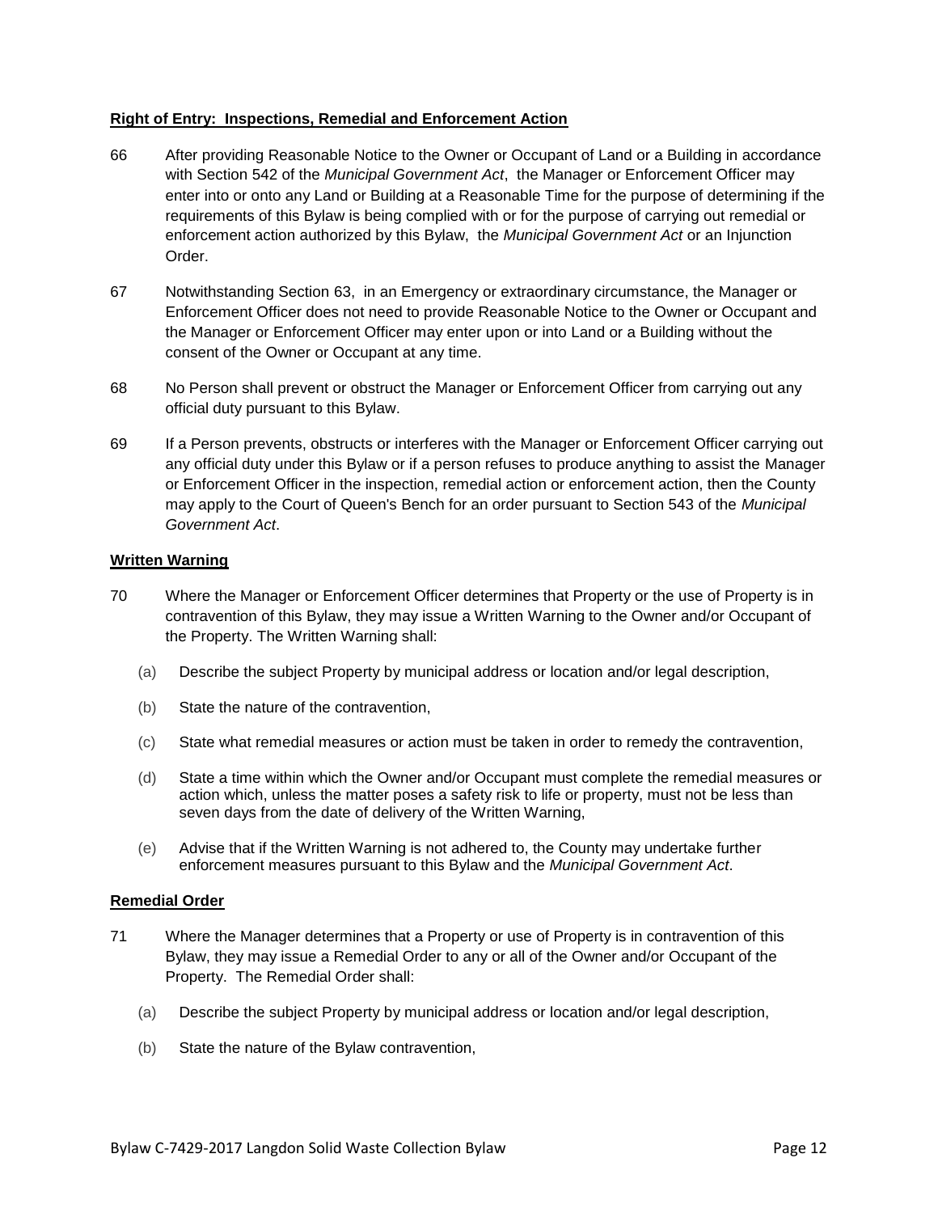**Right of Entry: Inspections, Remedial and Enforcement Action**

66 After providing Reasonable Notice to the Owner or Occupant of Land or a Building in accordance with Section 542 of the *Municipal Government Act*, the Manager or Enforcement Officer may enter into or onto any Land or Building at a Reasonable Time for the purpose of determining if the requirements of this Bylaw is being complied with or for the purpose of carrying out remedial or enforcement action authorized by this Bylaw, the *Municipal Government Act* or an Injunction Order.

67 Notwithstanding Section 63, in an Emergency or extraordinary circumstance, the Manager or Enforcement Officer does not need to provide Reasonable Notice to the Owner or Occupant and the Manager or Enforcement Officer may enter upon or into Land or a Building without the consent of the Owner or Occupant at any time.

68 No Person shall prevent or obstruct the Manager or Enforcement Officer from carrying out any official duty pursuant to this Bylaw.

69 If a Person prevents, obstructs or interferes with the Manager or Enforcement Officer carrying out any official duty under this Bylaw or if a person refuses to produce anything to assist the Manager or Enforcement Officer in the inspection, remedial action or enforcement action, then the County may apply to the Court of Queen's Bench for an order pursuant to Section 543 of the *Municipal Government Act*.

**Written Warning**

70 Where the Manager or Enforcement Officer determines that Property or the use of Property is in contravention of this Bylaw, they may issue a Written Warning to the Owner and/or Occupant of the Property. The Written Warning shall:

(a) Describe the subject Property by municipal address or location and/or legal description,

(b) State the nature of the contravention,

(c) State what remedial measures or action must be taken in order to remedy the contravention,

(d) State a time within which the Owner and/or Occupant must complete the remedial measures or action which, unless the matter poses a safety risk to life or property, must not be less than seven days from the date of delivery of the Written Warning,

(e) Advise that if the Written Warning is not adhered to, the County may undertake further enforcement measures pursuant to this Bylaw and the *Municipal Government Act*.

**Remedial Order**

71 Where the Manager determines that a Property or use of Property is in contravention of this Bylaw, they may issue a Remedial Order to any or all of the Owner and/or Occupant of the Property. The Remedial Order shall:

(a) Describe the subject Property by municipal address or location and/or legal description,

(b) State the nature of the Bylaw contravention,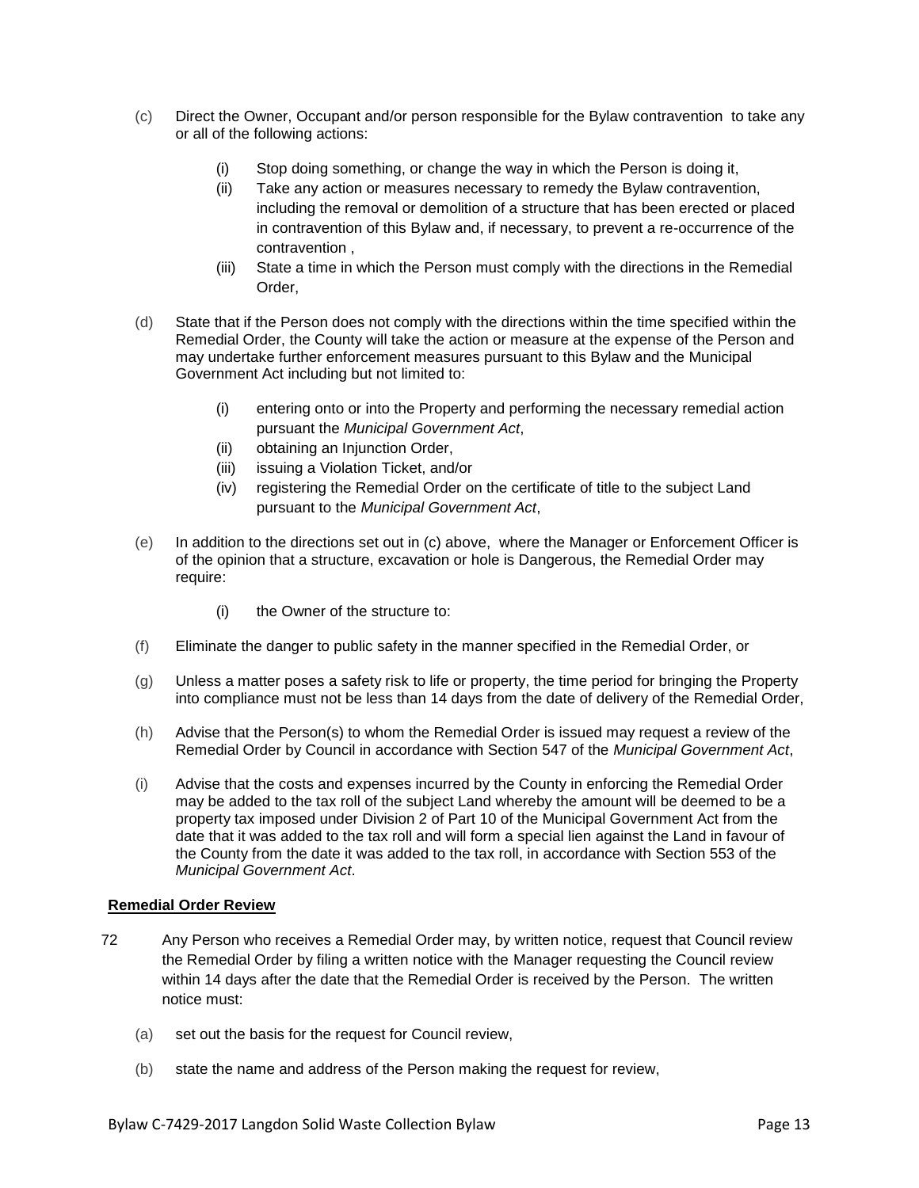(c) Direct the Owner, Occupant and/or person responsible for the Bylaw contravention to take any or all of the following actions:

    (i) Stop doing something, or change the way in which the Person is doing it,

    (ii) Take any action or measures necessary to remedy the Bylaw contravention, including the removal or demolition of a structure that has been erected or placed in contravention of this Bylaw and, if necessary, to prevent a re-occurrence of the contravention ,

    (iii) State a time in which the Person must comply with the directions in the Remedial Order,

(d) State that if the Person does not comply with the directions within the time specified within the Remedial Order, the County will take the action or measure at the expense of the Person and may undertake further enforcement measures pursuant to this Bylaw and the Municipal Government Act including but not limited to:

    (i) entering onto or into the Property and performing the necessary remedial action pursuant the *Municipal Government Act*,

    (ii) obtaining an Injunction Order,

    (iii) issuing a Violation Ticket, and/or

    (iv) registering the Remedial Order on the certificate of title to the subject Land pursuant to the *Municipal Government Act*,

(e) In addition to the directions set out in (c) above, where the Manager or Enforcement Officer is of the opinion that a structure, excavation or hole is Dangerous, the Remedial Order may require:

    (i) the Owner of the structure to:

(f) Eliminate the danger to public safety in the manner specified in the Remedial Order, or

(g) Unless a matter poses a safety risk to life or property, the time period for bringing the Property into compliance must not be less than 14 days from the date of delivery of the Remedial Order,

(h) Advise that the Person(s) to whom the Remedial Order is issued may request a review of the Remedial Order by Council in accordance with Section 547 of the *Municipal Government Act*,

(i) Advise that the costs and expenses incurred by the County in enforcing the Remedial Order may be added to the tax roll of the subject Land whereby the amount will be deemed to be a property tax imposed under Division 2 of Part 10 of the Municipal Government Act from the date that it was added to the tax roll and will form a special lien against the Land in favour of the County from the date it was added to the tax roll, in accordance with Section 553 of the *Municipal Government Act*.

**Remedial Order Review**

72 Any Person who receives a Remedial Order may, by written notice, request that Council review the Remedial Order by filing a written notice with the Manager requesting the Council review within 14 days after the date that the Remedial Order is received by the Person. The written notice must:

(a) set out the basis for the request for Council review,

(b) state the name and address of the Person making the request for review,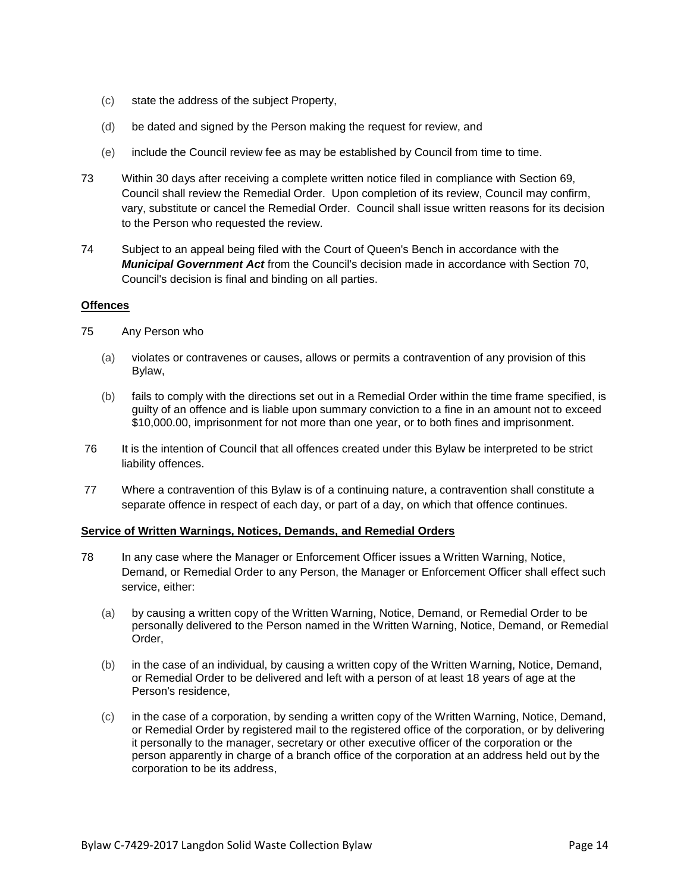(c) state the address of the subject Property,

(d) be dated and signed by the Person making the request for review, and

(e) include the Council review fee as may be established by Council from time to time.

73 Within 30 days after receiving a complete written notice filed in compliance with Section 69, Council shall review the Remedial Order. Upon completion of its review, Council may confirm, vary, substitute or cancel the Remedial Order. Council shall issue written reasons for its decision to the Person who requested the review.

74 Subject to an appeal being filed with the Court of Queen's Bench in accordance with the ***Municipal Government Act*** from the Council's decision made in accordance with Section 70, Council's decision is final and binding on all parties.

**Offences**

75 Any Person who

(a) violates or contravenes or causes, allows or permits a contravention of any provision of this Bylaw,

(b) fails to comply with the directions set out in a Remedial Order within the time frame specified, is guilty of an offence and is liable upon summary conviction to a fine in an amount not to exceed $10,000.00, imprisonment for not more than one year, or to both fines and imprisonment.

76 It is the intention of Council that all offences created under this Bylaw be interpreted to be strict liability offences.

77 Where a contravention of this Bylaw is of a continuing nature, a contravention shall constitute a separate offence in respect of each day, or part of a day, on which that offence continues.

**Service of Written Warnings, Notices, Demands, and Remedial Orders**

78 In any case where the Manager or Enforcement Officer issues a Written Warning, Notice, Demand, or Remedial Order to any Person, the Manager or Enforcement Officer shall effect such service, either:

(a) by causing a written copy of the Written Warning, Notice, Demand, or Remedial Order to be personally delivered to the Person named in the Written Warning, Notice, Demand, or Remedial Order,

(b) in the case of an individual, by causing a written copy of the Written Warning, Notice, Demand, or Remedial Order to be delivered and left with a person of at least 18 years of age at the Person's residence,

(c) in the case of a corporation, by sending a written copy of the Written Warning, Notice, Demand, or Remedial Order by registered mail to the registered office of the corporation, or by delivering it personally to the manager, secretary or other executive officer of the corporation or the person apparently in charge of a branch office of the corporation at an address held out by the corporation to be its address,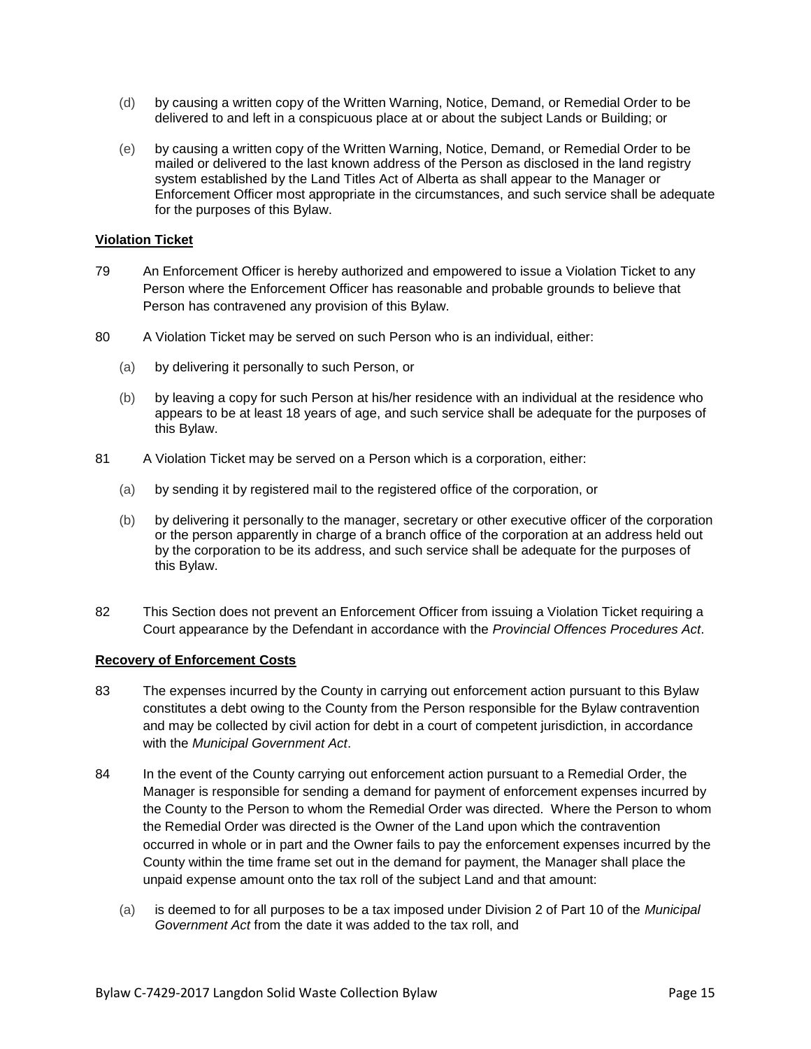(d) by causing a written copy of the Written Warning, Notice, Demand, or Remedial Order to be delivered to and left in a conspicuous place at or about the subject Lands or Building; or

(e) by causing a written copy of the Written Warning, Notice, Demand, or Remedial Order to be mailed or delivered to the last known address of the Person as disclosed in the land registry system established by the Land Titles Act of Alberta as shall appear to the Manager or Enforcement Officer most appropriate in the circumstances, and such service shall be adequate for the purposes of this Bylaw.

**Violation Ticket**

79 An Enforcement Officer is hereby authorized and empowered to issue a Violation Ticket to any Person where the Enforcement Officer has reasonable and probable grounds to believe that Person has contravened any provision of this Bylaw.

80 A Violation Ticket may be served on such Person who is an individual, either:

(a) by delivering it personally to such Person, or

(b) by leaving a copy for such Person at his/her residence with an individual at the residence who appears to be at least 18 years of age, and such service shall be adequate for the purposes of this Bylaw.

81 A Violation Ticket may be served on a Person which is a corporation, either:

(a) by sending it by registered mail to the registered office of the corporation, or

(b) by delivering it personally to the manager, secretary or other executive officer of the corporation or the person apparently in charge of a branch office of the corporation at an address held out by the corporation to be its address, and such service shall be adequate for the purposes of this Bylaw.

82 This Section does not prevent an Enforcement Officer from issuing a Violation Ticket requiring a Court appearance by the Defendant in accordance with the *Provincial Offences Procedures Act*.

**Recovery of Enforcement Costs**

83 The expenses incurred by the County in carrying out enforcement action pursuant to this Bylaw constitutes a debt owing to the County from the Person responsible for the Bylaw contravention and may be collected by civil action for debt in a court of competent jurisdiction, in accordance with the *Municipal Government Act*.

84 In the event of the County carrying out enforcement action pursuant to a Remedial Order, the Manager is responsible for sending a demand for payment of enforcement expenses incurred by the County to the Person to whom the Remedial Order was directed. Where the Person to whom the Remedial Order was directed is the Owner of the Land upon which the contravention occurred in whole or in part and the Owner fails to pay the enforcement expenses incurred by the County within the time frame set out in the demand for payment, the Manager shall place the unpaid expense amount onto the tax roll of the subject Land and that amount:

(a) is deemed to for all purposes to be a tax imposed under Division 2 of Part 10 of the *Municipal Government Act* from the date it was added to the tax roll, and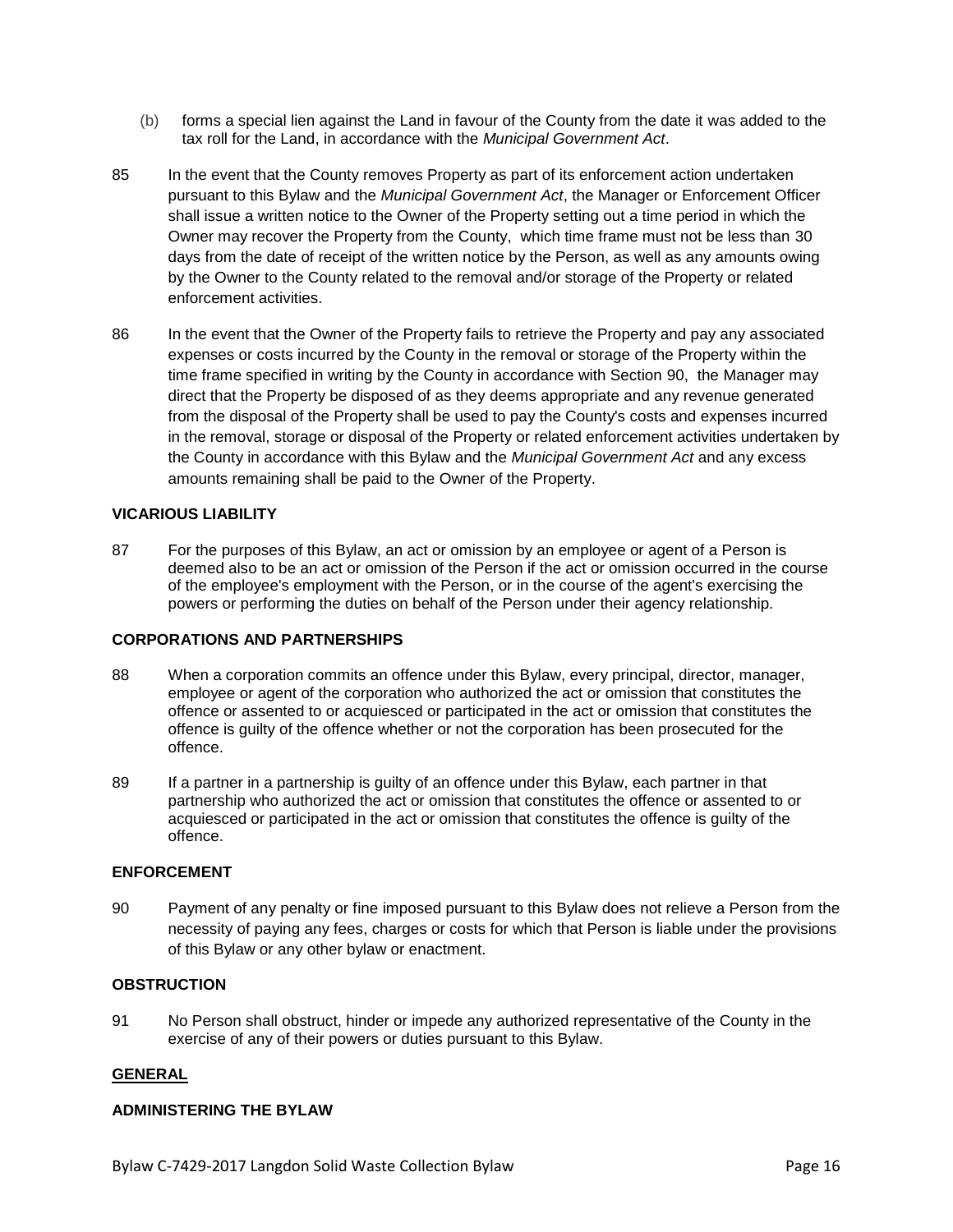(b) forms a special lien against the Land in favour of the County from the date it was added to the tax roll for the Land, in accordance with the *Municipal Government Act*.

85 In the event that the County removes Property as part of its enforcement action undertaken pursuant to this Bylaw and the *Municipal Government Act*, the Manager or Enforcement Officer shall issue a written notice to the Owner of the Property setting out a time period in which the Owner may recover the Property from the County, which time frame must not be less than 30 days from the date of receipt of the written notice by the Person, as well as any amounts owing by the Owner to the County related to the removal and/or storage of the Property or related enforcement activities.

86 In the event that the Owner of the Property fails to retrieve the Property and pay any associated expenses or costs incurred by the County in the removal or storage of the Property within the time frame specified in writing by the County in accordance with Section 90, the Manager may direct that the Property be disposed of as they deems appropriate and any revenue generated from the disposal of the Property shall be used to pay the County's costs and expenses incurred in the removal, storage or disposal of the Property or related enforcement activities undertaken by the County in accordance with this Bylaw and the *Municipal Government Act* and any excess amounts remaining shall be paid to the Owner of the Property.

### VICARIOUS LIABILITY

87 For the purposes of this Bylaw, an act or omission by an employee or agent of a Person is deemed also to be an act or omission of the Person if the act or omission occurred in the course of the employee's employment with the Person, or in the course of the agent's exercising the powers or performing the duties on behalf of the Person under their agency relationship.

### CORPORATIONS AND PARTNERSHIPS

88 When a corporation commits an offence under this Bylaw, every principal, director, manager, employee or agent of the corporation who authorized the act or omission that constitutes the offence or assented to or acquiesced or participated in the act or omission that constitutes the offence is guilty of the offence whether or not the corporation has been prosecuted for the offence.

89 If a partner in a partnership is guilty of an offence under this Bylaw, each partner in that partnership who authorized the act or omission that constitutes the offence or assented to or acquiesced or participated in the act or omission that constitutes the offence is guilty of the offence.

### ENFORCEMENT

90 Payment of any penalty or fine imposed pursuant to this Bylaw does not relieve a Person from the necessity of paying any fees, charges or costs for which that Person is liable under the provisions of this Bylaw or any other bylaw or enactment.

### OBSTRUCTION

91 No Person shall obstruct, hinder or impede any authorized representative of the County in the exercise of any of their powers or duties pursuant to this Bylaw.

## GENERAL

### ADMINISTERING THE BYLAW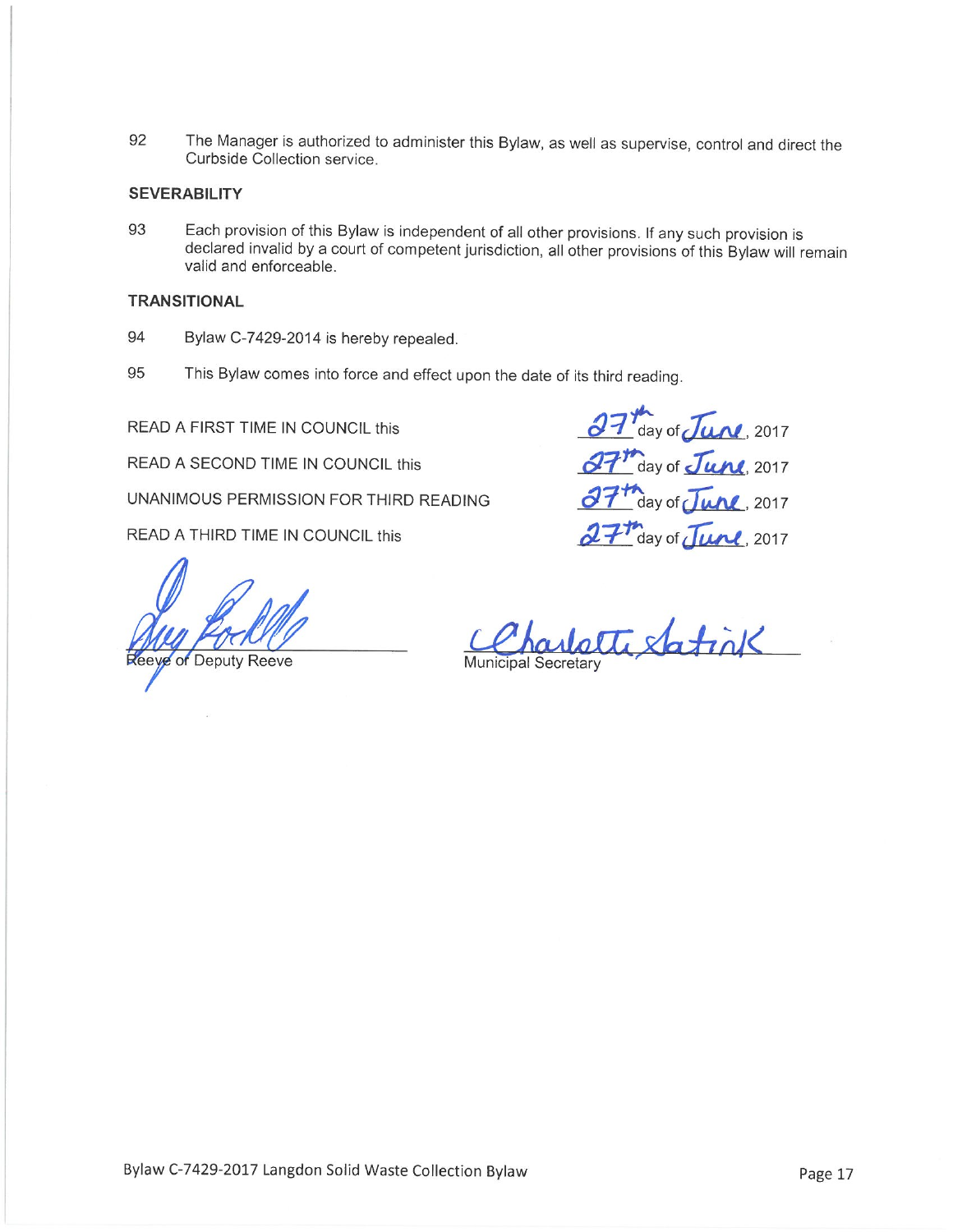92 The Manager is authorized to administer this Bylaw, as well as supervise, control and direct the Curbside Collection service.

**SEVERABILITY**

93 Each provision of this Bylaw is independent of all other provisions. If any such provision is declared invalid by a court of competent jurisdiction, all other provisions of this Bylaw will remain valid and enforceable.

**TRANSITIONAL**

94 Bylaw C-7429-2014 is hereby repealed.

95 This Bylaw comes into force and effect upon the date of its third reading.

| | |
|---|---|
| READ A FIRST TIME IN COUNCIL this | 27th day of June, 2017 |
| READ A SECOND TIME IN COUNCIL this | 27th day of June, 2017 |
| UNANIMOUS PERMISSION FOR THIRD READING | 27th day of June, 2017 |
| READ A THIRD TIME IN COUNCIL this | 27th day of June, 2017 |

Reeve or Deputy Reeve

Municipal Secretary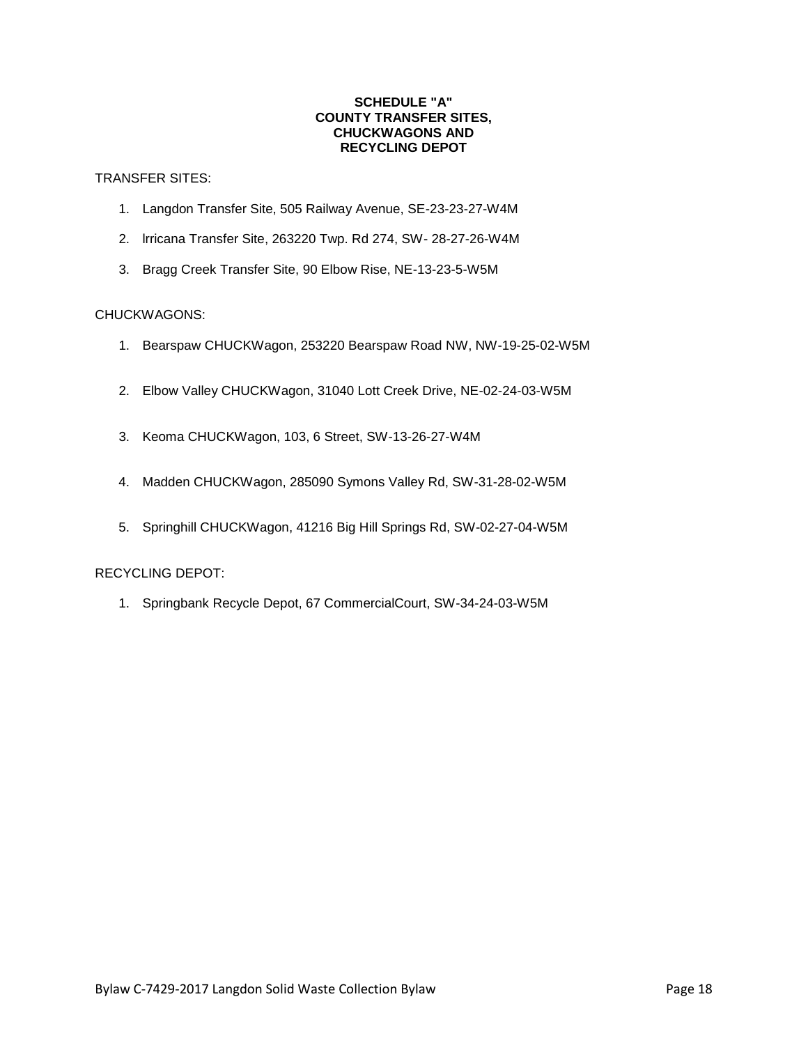**SCHEDULE "A"**
**COUNTY TRANSFER SITES,**
**CHUCKWAGONS AND**
**RECYCLING DEPOT**

TRANSFER SITES:

1. Langdon Transfer Site, 505 Railway Avenue, SE-23-23-27-W4M
2. lrricana Transfer Site, 263220 Twp. Rd 274, SW- 28-27-26-W4M
3. Bragg Creek Transfer Site, 90 Elbow Rise, NE-13-23-5-W5M

CHUCKWAGONS:

1. Bearspaw CHUCKWagon, 253220 Bearspaw Road NW, NW-19-25-02-W5M
2. Elbow Valley CHUCKWagon, 31040 Lott Creek Drive, NE-02-24-03-W5M
3. Keoma CHUCKWagon, 103, 6 Street, SW-13-26-27-W4M
4. Madden CHUCKWagon, 285090 Symons Valley Rd, SW-31-28-02-W5M
5. Springhill CHUCKWagon, 41216 Big Hill Springs Rd, SW-02-27-04-W5M

RECYCLING DEPOT:

1. Springbank Recycle Depot, 67 CommercialCourt, SW-34-24-03-W5M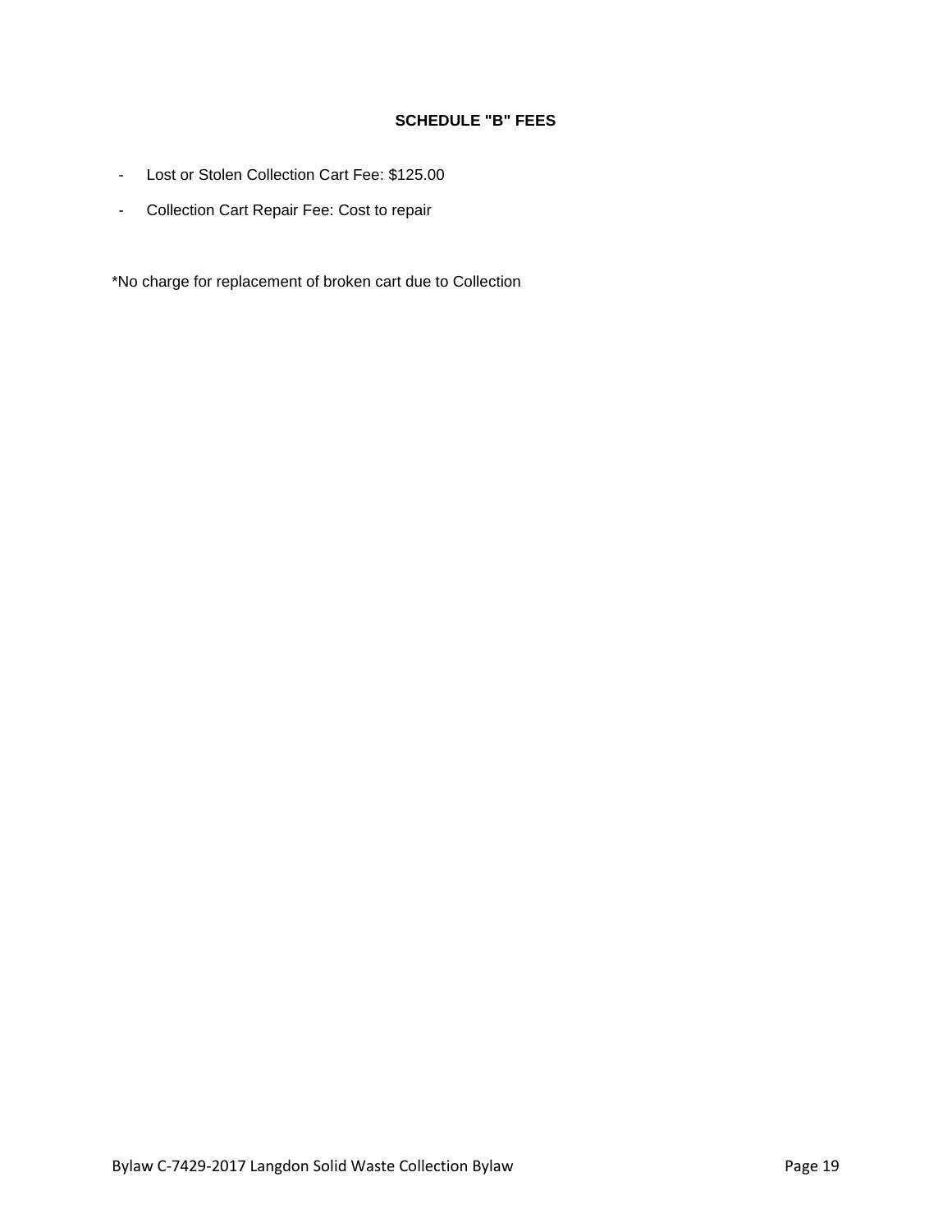## SCHEDULE "B" FEES

- Lost or Stolen Collection Cart Fee: $125.00
- Collection Cart Repair Fee: Cost to repair

*No charge for replacement of broken cart due to Collection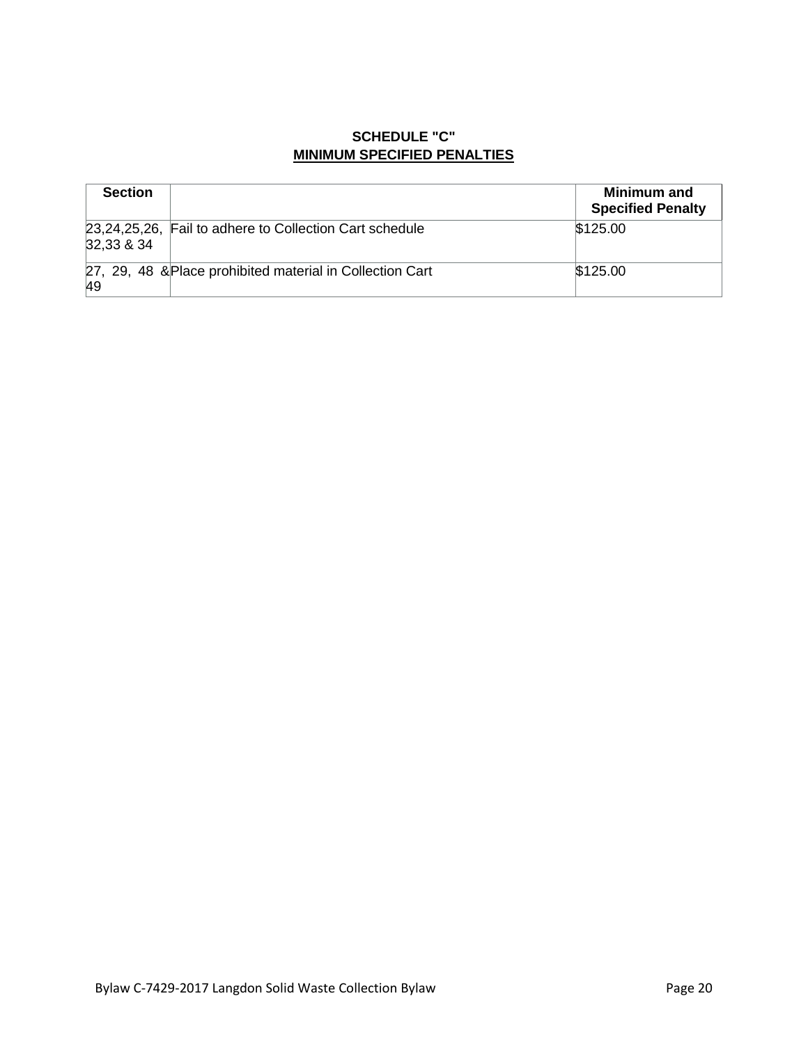## SCHEDULE "C"

## MINIMUM SPECIFIED PENALTIES

| Section | | Minimum and Specified Penalty |
|---|---|---|
| 23,24,25,26, 32,33 & 34 | Fail to adhere to Collection Cart schedule | $125.00 |
| 27, 29, 48 & 49 | Place prohibited material in Collection Cart | $125.00 |